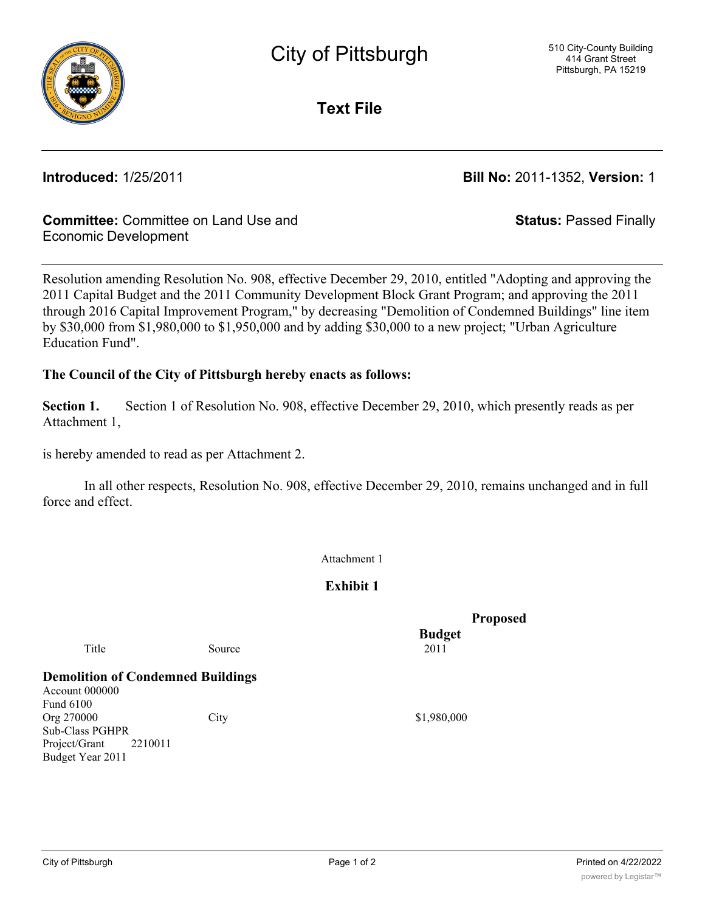# City of Pittsburgh

510 City-County Building
414 Grant Street
Pittsburgh, PA 15219

## Text File

**Introduced:** 1/25/2011

**Bill No:** 2011-1352, **Version:** 1

**Committee:** Committee on Land Use and Economic Development

**Status:** Passed Finally

Resolution amending Resolution No. 908, effective December 29, 2010, entitled "Adopting and approving the 2011 Capital Budget and the 2011 Community Development Block Grant Program; and approving the 2011 through 2016 Capital Improvement Program," by decreasing "Demolition of Condemned Buildings" line item by $30,000 from $1,980,000 to $1,950,000 and by adding $30,000 to a new project; "Urban Agriculture Education Fund".

**The Council of the City of Pittsburgh hereby enacts as follows:**

**Section 1.** Section 1 of Resolution No. 908, effective December 29, 2010, which presently reads as per Attachment 1,

is hereby amended to read as per Attachment 2.

In all other respects, Resolution No. 908, effective December 29, 2010, remains unchanged and in full force and effect.

Attachment 1

**Exhibit 1**

| Title | Source | **Proposed Budget** 2011 |
|---|---|---|
| **Demolition of Condemned Buildings** | | |
| Account 000000 | | |
| Fund 6100 | | |
| Org 270000 | City | $1,980,000 |
| Sub-Class PGHPR | | |
| Project/Grant 2210011 | | |
| Budget Year 2011 | | |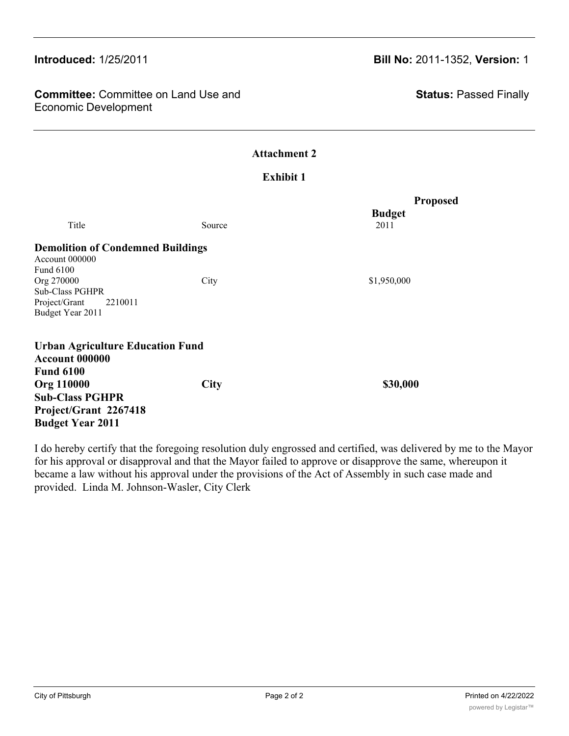**Introduced:** 1/25/2011 **Bill No:** 2011-1352, **Version:** 1

**Committee:** Committee on Land Use and Economic Development **Status:** Passed Finally

**Attachment 2**

**Exhibit 1**

| Title | Source | Proposed Budget 2011 |
|---|---|---|
| **Demolition of Condemned Buildings**<br>Account 000000<br>Fund 6100<br>Org 270000<br>Sub-Class PGHPR<br>Project/Grant 2210011<br>Budget Year 2011 | City | $1,950,000 |
| **Urban Agriculture Education Fund**<br>**Account 000000**<br>**Fund 6100**<br>**Org 110000**<br>**Sub-Class PGHPR**<br>**Project/Grant 2267418**<br>**Budget Year 2011** | **City** | **$30,000** |

I do hereby certify that the foregoing resolution duly engrossed and certified, was delivered by me to the Mayor for his approval or disapproval and that the Mayor failed to approve or disapprove the same, whereupon it became a law without his approval under the provisions of the Act of Assembly in such case made and provided. Linda M. Johnson-Wasler, City Clerk